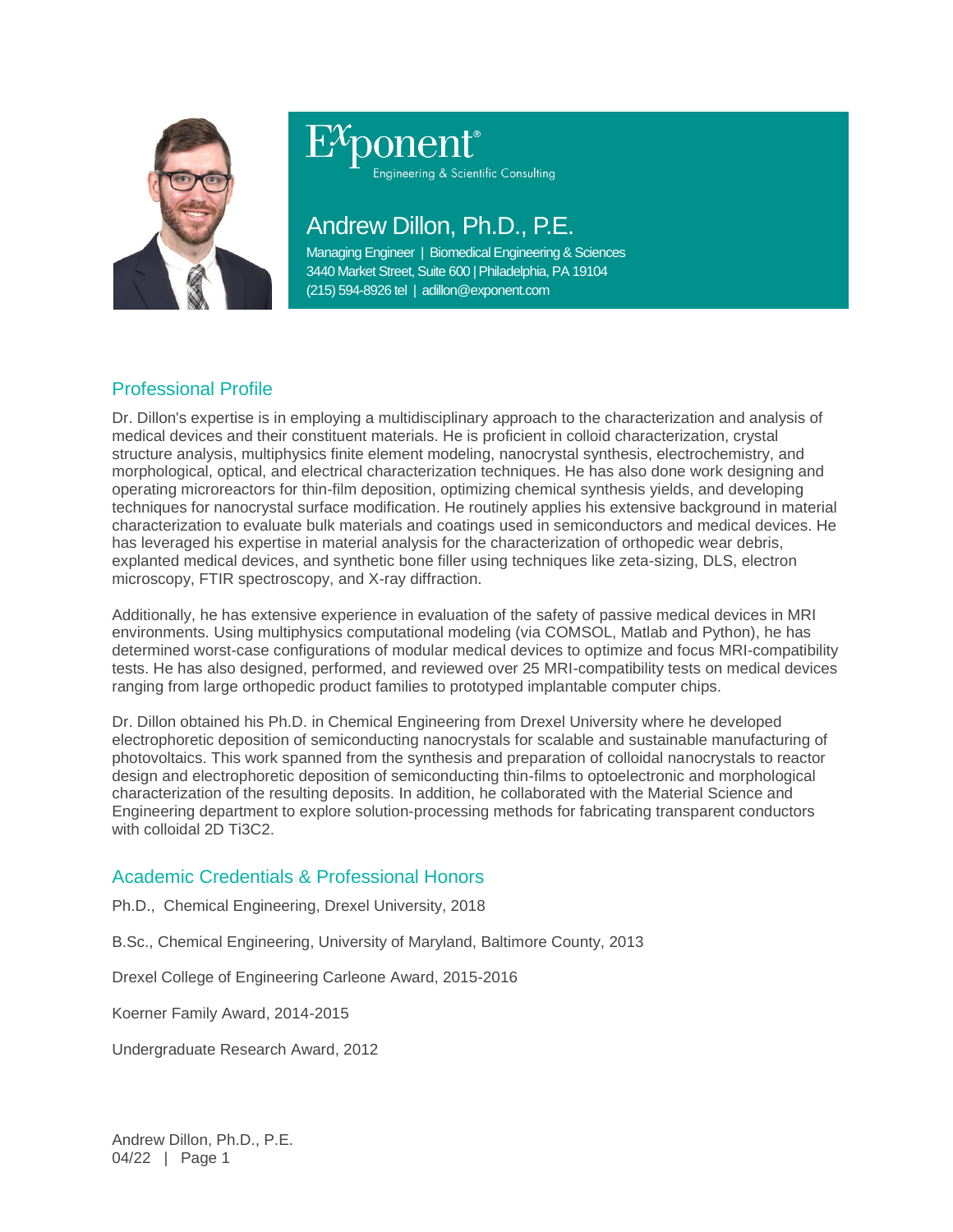Exponent®
Engineering & Scientific Consulting

# Andrew Dillon, Ph.D., P.E.

Managing Engineer | Biomedical Engineering & Sciences
3440 Market Street, Suite 600 | Philadelphia, PA 19104
(215) 594-8926 tel | adillon@exponent.com

## Professional Profile

Dr. Dillon's expertise is in employing a multidisciplinary approach to the characterization and analysis of medical devices and their constituent materials. He is proficient in colloid characterization, crystal structure analysis, multiphysics finite element modeling, nanocrystal synthesis, electrochemistry, and morphological, optical, and electrical characterization techniques. He has also done work designing and operating microreactors for thin-film deposition, optimizing chemical synthesis yields, and developing techniques for nanocrystal surface modification. He routinely applies his extensive background in material characterization to evaluate bulk materials and coatings used in semiconductors and medical devices. He has leveraged his expertise in material analysis for the characterization of orthopedic wear debris, explanted medical devices, and synthetic bone filler using techniques like zeta-sizing, DLS, electron microscopy, FTIR spectroscopy, and X-ray diffraction.

Additionally, he has extensive experience in evaluation of the safety of passive medical devices in MRI environments. Using multiphysics computational modeling (via COMSOL, Matlab and Python), he has determined worst-case configurations of modular medical devices to optimize and focus MRI-compatibility tests. He has also designed, performed, and reviewed over 25 MRI-compatibility tests on medical devices ranging from large orthopedic product families to prototyped implantable computer chips.

Dr. Dillon obtained his Ph.D. in Chemical Engineering from Drexel University where he developed electrophoretic deposition of semiconducting nanocrystals for scalable and sustainable manufacturing of photovoltaics. This work spanned from the synthesis and preparation of colloidal nanocrystals to reactor design and electrophoretic deposition of semiconducting thin-films to optoelectronic and morphological characterization of the resulting deposits. In addition, he collaborated with the Material Science and Engineering department to explore solution-processing methods for fabricating transparent conductors with colloidal 2D $Ti_3C_2$.

## Academic Credentials & Professional Honors

Ph.D., Chemical Engineering, Drexel University, 2018

B.Sc., Chemical Engineering, University of Maryland, Baltimore County, 2013

Drexel College of Engineering Carleone Award, 2015-2016

Koerner Family Award, 2014-2015

Undergraduate Research Award, 2012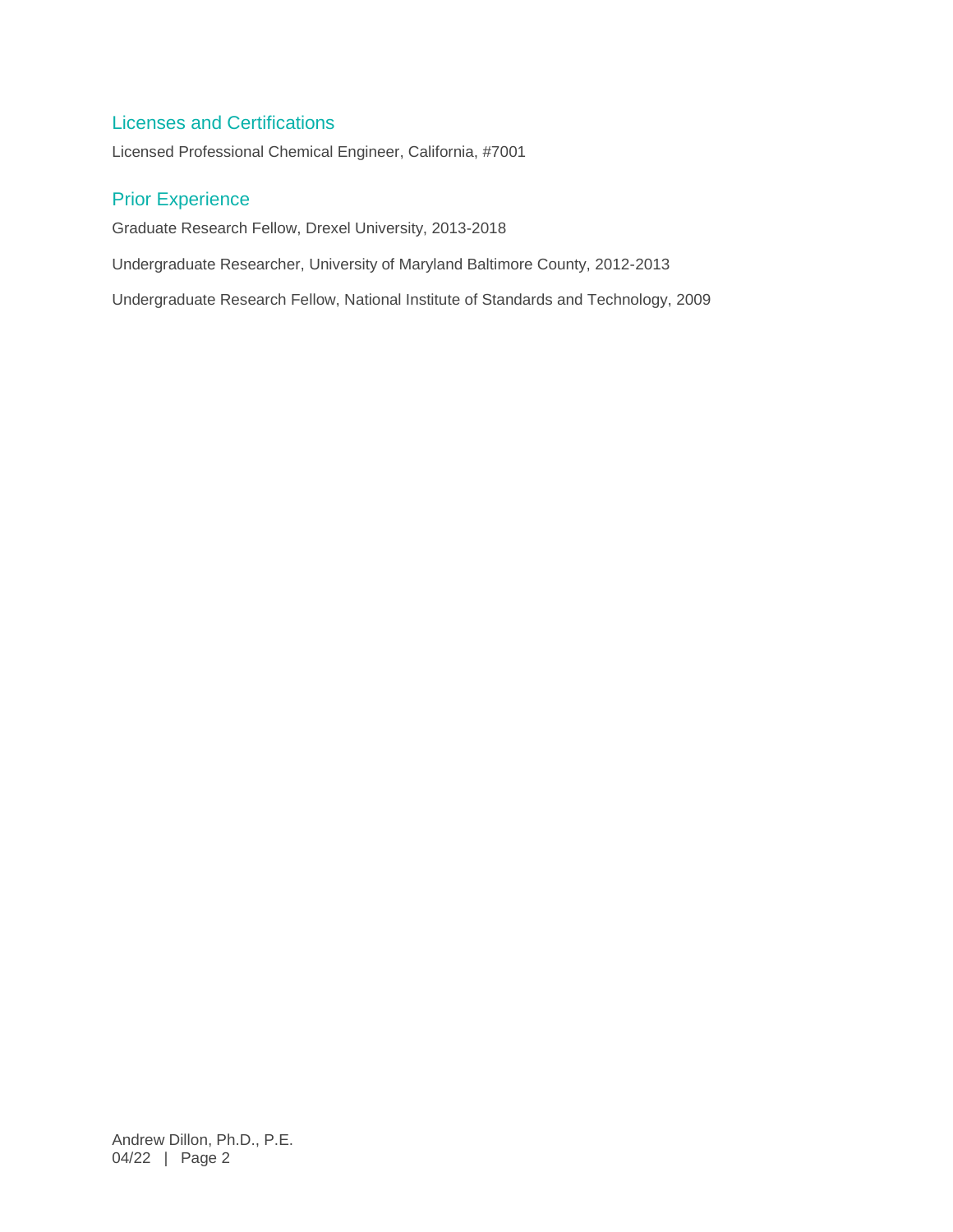## Licenses and Certifications

Licensed Professional Chemical Engineer, California, #7001

## Prior Experience

Graduate Research Fellow, Drexel University, 2013-2018

Undergraduate Researcher, University of Maryland Baltimore County, 2012-2013

Undergraduate Research Fellow, National Institute of Standards and Technology, 2009